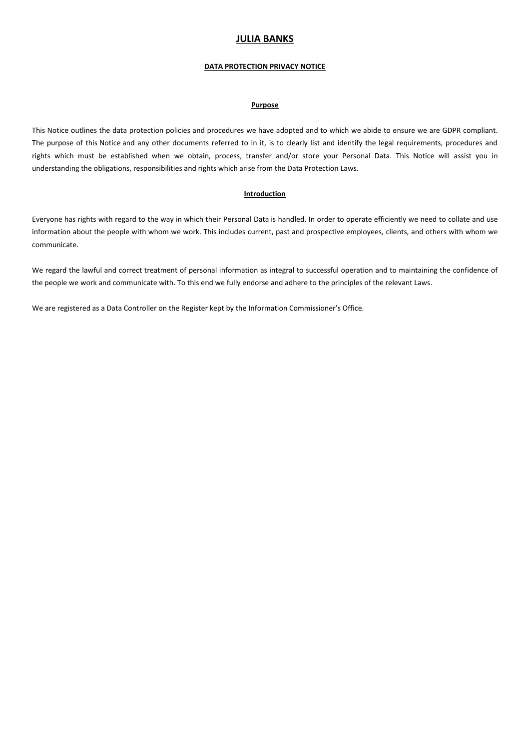# JULIA BANKS

## DATA PROTECTION PRIVACY NOTICE

### Purpose

This Notice outlines the data protection policies and procedures we have adopted and to which we abide to ensure we are GDPR compliant. The purpose of this Notice and any other documents referred to in it, is to clearly list and identify the legal requirements, procedures and rights which must be established when we obtain, process, transfer and/or store your Personal Data. This Notice will assist you in understanding the obligations, responsibilities and rights which arise from the Data Protection Laws.

### Introduction

Everyone has rights with regard to the way in which their Personal Data is handled. In order to operate efficiently we need to collate and use information about the people with whom we work. This includes current, past and prospective employees, clients, and others with whom we communicate.

We regard the lawful and correct treatment of personal information as integral to successful operation and to maintaining the confidence of the people we work and communicate with. To this end we fully endorse and adhere to the principles of the relevant Laws.

We are registered as a Data Controller on the Register kept by the Information Commissioner's Office.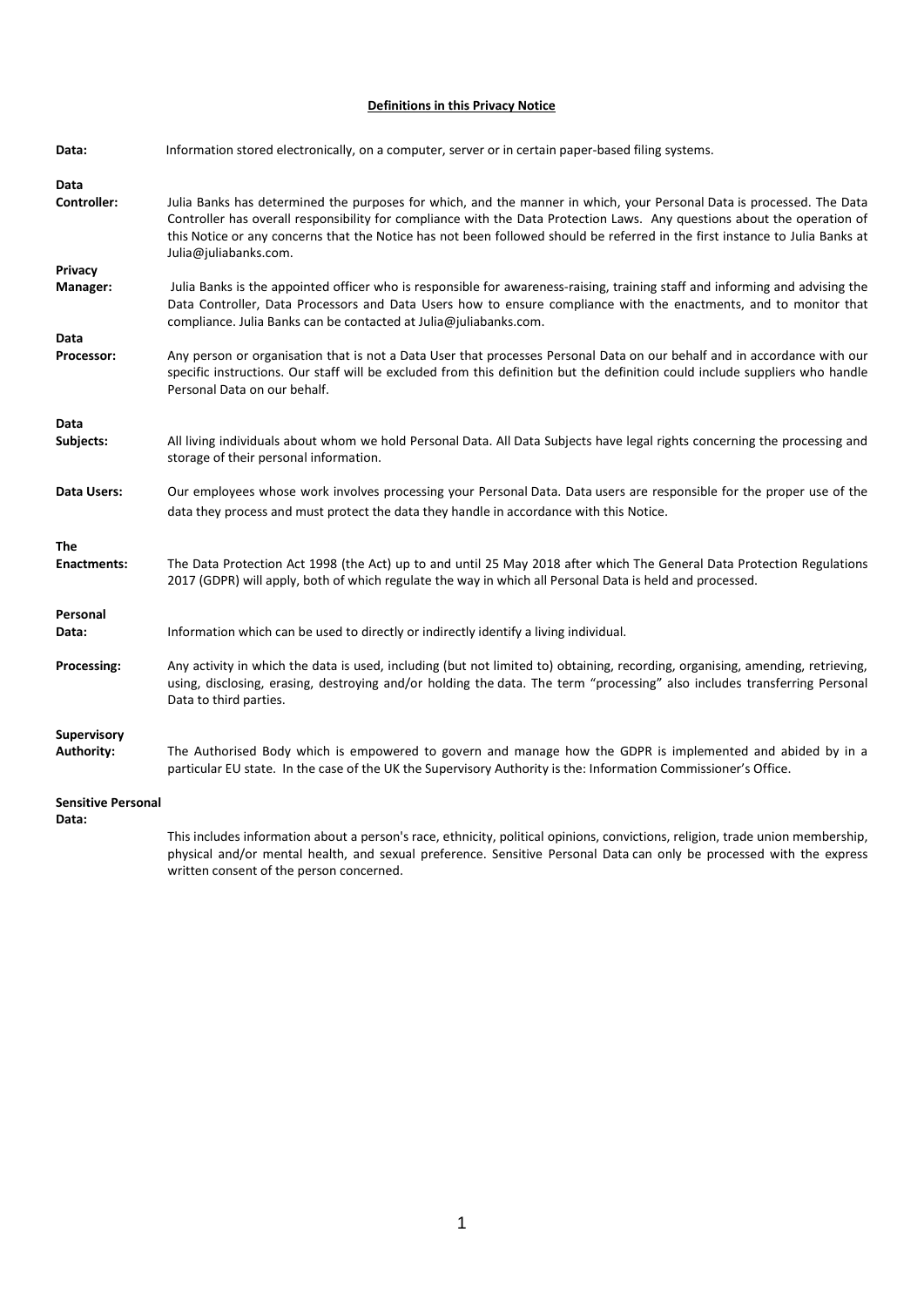## Definitions in this Privacy Notice

**Data:** Information stored electronically, on a computer, server or in certain paper-based filing systems.

**Data Controller:** Julia Banks has determined the purposes for which, and the manner in which, your Personal Data is processed. The Data Controller has overall responsibility for compliance with the Data Protection Laws. Any questions about the operation of this Notice or any concerns that the Notice has not been followed should be referred in the first instance to Julia Banks at Julia@juliabanks.com.

**Privacy Manager:** Julia Banks is the appointed officer who is responsible for awareness-raising, training staff and informing and advising the Data Controller, Data Processors and Data Users how to ensure compliance with the enactments, and to monitor that compliance. Julia Banks can be contacted at Julia@juliabanks.com.

**Data Processor:** Any person or organisation that is not a Data User that processes Personal Data on our behalf and in accordance with our specific instructions. Our staff will be excluded from this definition but the definition could include suppliers who handle Personal Data on our behalf.

**Data Subjects:** All living individuals about whom we hold Personal Data. All Data Subjects have legal rights concerning the processing and storage of their personal information.

**Data Users:** Our employees whose work involves processing your Personal Data. Data users are responsible for the proper use of the data they process and must protect the data they handle in accordance with this Notice.

**The Enactments:** The Data Protection Act 1998 (the Act) up to and until 25 May 2018 after which The General Data Protection Regulations 2017 (GDPR) will apply, both of which regulate the way in which all Personal Data is held and processed.

**Personal Data:** Information which can be used to directly or indirectly identify a living individual.

**Processing:** Any activity in which the data is used, including (but not limited to) obtaining, recording, organising, amending, retrieving, using, disclosing, erasing, destroying and/or holding the data. The term "processing" also includes transferring Personal Data to third parties.

**Supervisory Authority:** The Authorised Body which is empowered to govern and manage how the GDPR is implemented and abided by in a particular EU state. In the case of the UK the Supervisory Authority is the: Information Commissioner's Office.

**Sensitive Personal Data:** This includes information about a person's race, ethnicity, political opinions, convictions, religion, trade union membership, physical and/or mental health, and sexual preference. Sensitive Personal Data can only be processed with the express written consent of the person concerned.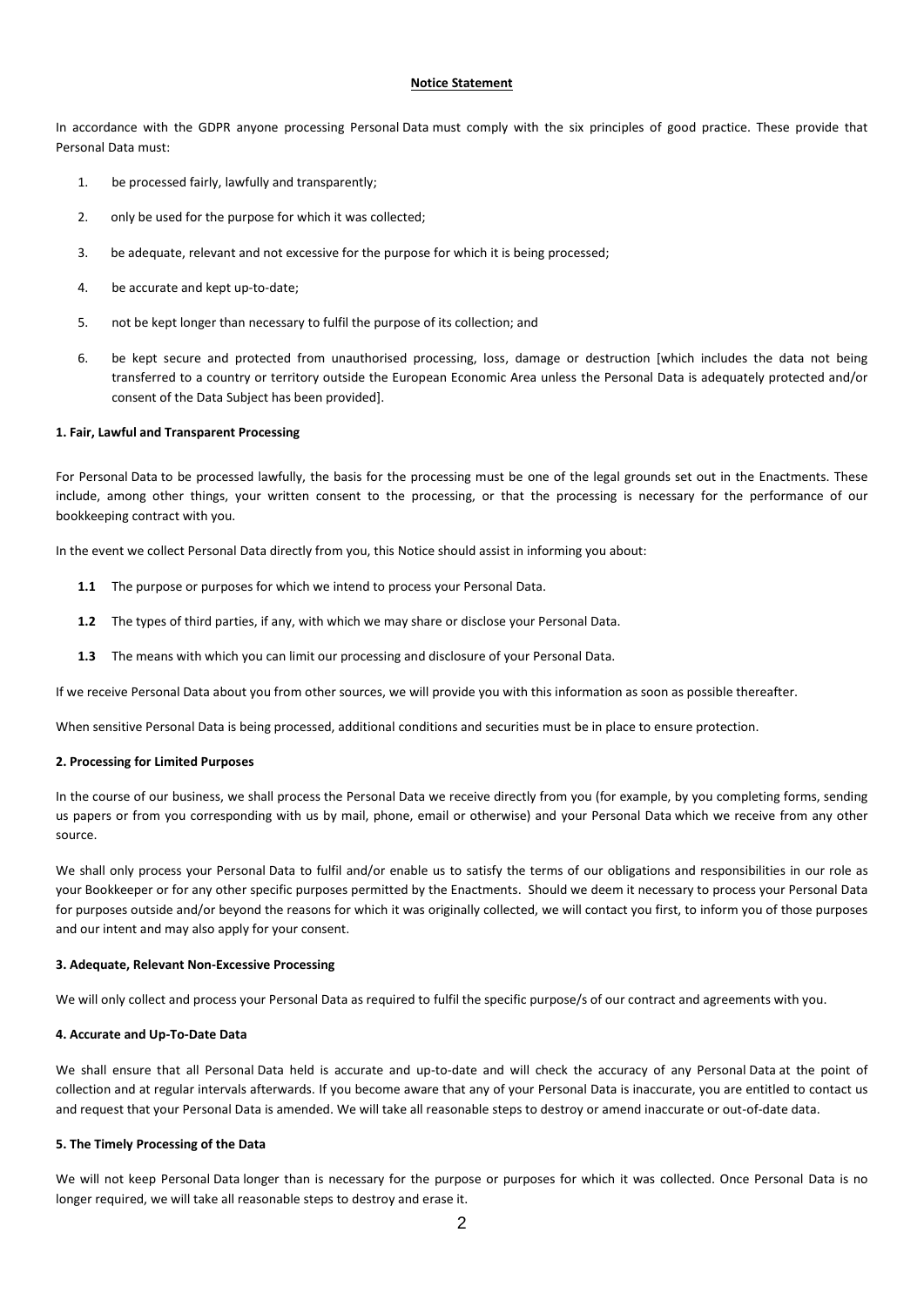**Notice Statement**

In accordance with the GDPR anyone processing Personal Data must comply with the six principles of good practice. These provide that Personal Data must:

1. be processed fairly, lawfully and transparently;
2. only be used for the purpose for which it was collected;
3. be adequate, relevant and not excessive for the purpose for which it is being processed;
4. be accurate and kept up-to-date;
5. not be kept longer than necessary to fulfil the purpose of its collection; and
6. be kept secure and protected from unauthorised processing, loss, damage or destruction [which includes the data not being transferred to a country or territory outside the European Economic Area unless the Personal Data is adequately protected and/or consent of the Data Subject has been provided].

**1. Fair, Lawful and Transparent Processing**

For Personal Data to be processed lawfully, the basis for the processing must be one of the legal grounds set out in the Enactments. These include, among other things, your written consent to the processing, or that the processing is necessary for the performance of our bookkeeping contract with you.

In the event we collect Personal Data directly from you, this Notice should assist in informing you about:

- **1.1** The purpose or purposes for which we intend to process your Personal Data.
- **1.2** The types of third parties, if any, with which we may share or disclose your Personal Data.
- **1.3** The means with which you can limit our processing and disclosure of your Personal Data.

If we receive Personal Data about you from other sources, we will provide you with this information as soon as possible thereafter.

When sensitive Personal Data is being processed, additional conditions and securities must be in place to ensure protection.

**2. Processing for Limited Purposes**

In the course of our business, we shall process the Personal Data we receive directly from you (for example, by you completing forms, sending us papers or from you corresponding with us by mail, phone, email or otherwise) and your Personal Data which we receive from any other source.

We shall only process your Personal Data to fulfil and/or enable us to satisfy the terms of our obligations and responsibilities in our role as your Bookkeeper or for any other specific purposes permitted by the Enactments. Should we deem it necessary to process your Personal Data for purposes outside and/or beyond the reasons for which it was originally collected, we will contact you first, to inform you of those purposes and our intent and may also apply for your consent.

**3. Adequate, Relevant Non-Excessive Processing**

We will only collect and process your Personal Data as required to fulfil the specific purpose/s of our contract and agreements with you.

**4. Accurate and Up-To-Date Data**

We shall ensure that all Personal Data held is accurate and up-to-date and will check the accuracy of any Personal Data at the point of collection and at regular intervals afterwards. If you become aware that any of your Personal Data is inaccurate, you are entitled to contact us and request that your Personal Data is amended. We will take all reasonable steps to destroy or amend inaccurate or out-of-date data.

**5. The Timely Processing of the Data**

We will not keep Personal Data longer than is necessary for the purpose or purposes for which it was collected. Once Personal Data is no longer required, we will take all reasonable steps to destroy and erase it.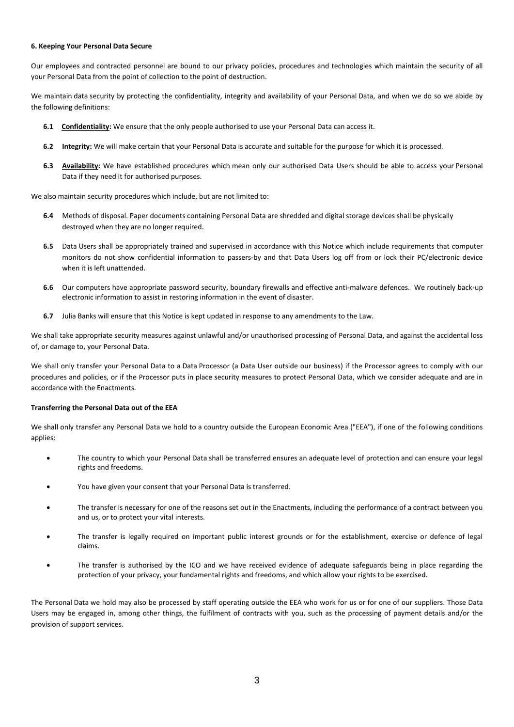#### 6. Keeping Your Personal Data Secure

Our employees and contracted personnel are bound to our privacy policies, procedures and technologies which maintain the security of all your Personal Data from the point of collection to the point of destruction.

We maintain data security by protecting the confidentiality, integrity and availability of your Personal Data, and when we do so we abide by the following definitions:

**6.1** **Confidentiality:** We ensure that the only people authorised to use your Personal Data can access it.

**6.2** **Integrity:** We will make certain that your Personal Data is accurate and suitable for the purpose for which it is processed.

**6.3** **Availability:** We have established procedures which mean only our authorised Data Users should be able to access your Personal Data if they need it for authorised purposes.

We also maintain security procedures which include, but are not limited to:

**6.4** Methods of disposal. Paper documents containing Personal Data are shredded and digital storage devices shall be physically destroyed when they are no longer required.

**6.5** Data Users shall be appropriately trained and supervised in accordance with this Notice which include requirements that computer monitors do not show confidential information to passers-by and that Data Users log off from or lock their PC/electronic device when it is left unattended.

**6.6** Our computers have appropriate password security, boundary firewalls and effective anti-malware defences. We routinely back-up electronic information to assist in restoring information in the event of disaster.

**6.7** Julia Banks will ensure that this Notice is kept updated in response to any amendments to the Law.

We shall take appropriate security measures against unlawful and/or unauthorised processing of Personal Data, and against the accidental loss of, or damage to, your Personal Data.

We shall only transfer your Personal Data to a Data Processor (a Data User outside our business) if the Processor agrees to comply with our procedures and policies, or if the Processor puts in place security measures to protect Personal Data, which we consider adequate and are in accordance with the Enactments.

**Transferring the Personal Data out of the EEA**

We shall only transfer any Personal Data we hold to a country outside the European Economic Area ("EEA"), if one of the following conditions applies:

- The country to which your Personal Data shall be transferred ensures an adequate level of protection and can ensure your legal rights and freedoms.
- You have given your consent that your Personal Data is transferred.
- The transfer is necessary for one of the reasons set out in the Enactments, including the performance of a contract between you and us, or to protect your vital interests.
- The transfer is legally required on important public interest grounds or for the establishment, exercise or defence of legal claims.
- The transfer is authorised by the ICO and we have received evidence of adequate safeguards being in place regarding the protection of your privacy, your fundamental rights and freedoms, and which allow your rights to be exercised.

The Personal Data we hold may also be processed by staff operating outside the EEA who work for us or for one of our suppliers. Those Data Users may be engaged in, among other things, the fulfilment of contracts with you, such as the processing of payment details and/or the provision of support services.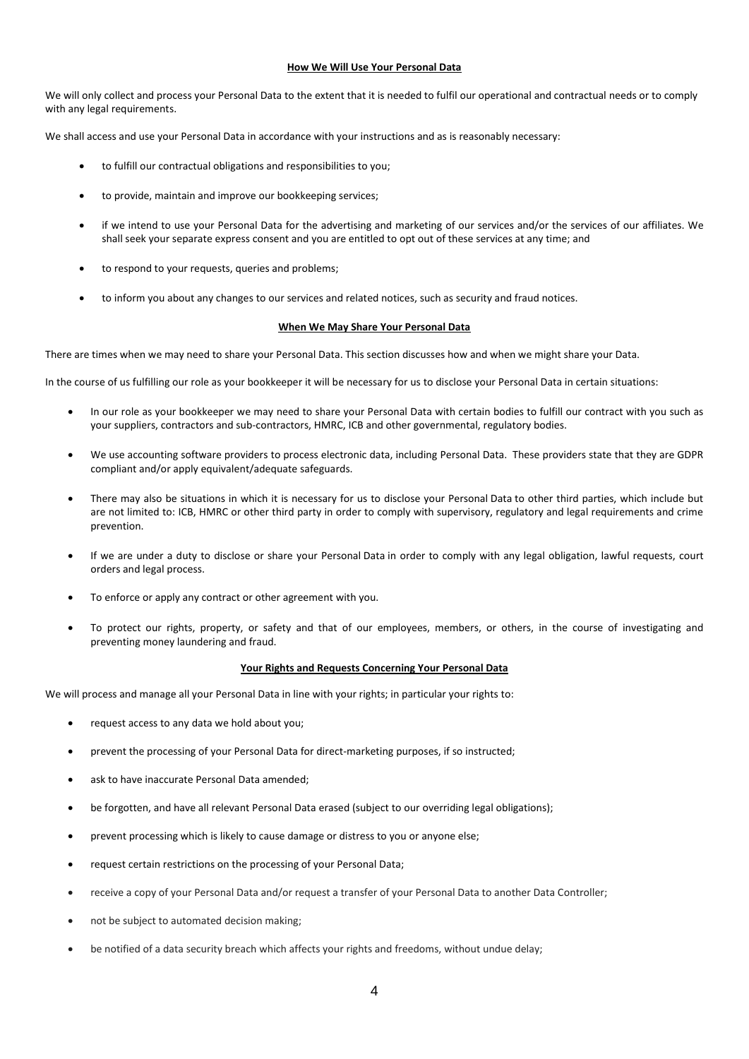**How We Will Use Your Personal Data**

We will only collect and process your Personal Data to the extent that it is needed to fulfil our operational and contractual needs or to comply with any legal requirements.

We shall access and use your Personal Data in accordance with your instructions and as is reasonably necessary:

- to fulfill our contractual obligations and responsibilities to you;
- to provide, maintain and improve our bookkeeping services;
- if we intend to use your Personal Data for the advertising and marketing of our services and/or the services of our affiliates. We shall seek your separate express consent and you are entitled to opt out of these services at any time; and
- to respond to your requests, queries and problems;
- to inform you about any changes to our services and related notices, such as security and fraud notices.

**When We May Share Your Personal Data**

There are times when we may need to share your Personal Data. This section discusses how and when we might share your Data.

In the course of us fulfilling our role as your bookkeeper it will be necessary for us to disclose your Personal Data in certain situations:

- In our role as your bookkeeper we may need to share your Personal Data with certain bodies to fulfill our contract with you such as your suppliers, contractors and sub-contractors, HMRC, ICB and other governmental, regulatory bodies.
- We use accounting software providers to process electronic data, including Personal Data. These providers state that they are GDPR compliant and/or apply equivalent/adequate safeguards.
- There may also be situations in which it is necessary for us to disclose your Personal Data to other third parties, which include but are not limited to: ICB, HMRC or other third party in order to comply with supervisory, regulatory and legal requirements and crime prevention.
- If we are under a duty to disclose or share your Personal Data in order to comply with any legal obligation, lawful requests, court orders and legal process.
- To enforce or apply any contract or other agreement with you.
- To protect our rights, property, or safety and that of our employees, members, or others, in the course of investigating and preventing money laundering and fraud.

**Your Rights and Requests Concerning Your Personal Data**

We will process and manage all your Personal Data in line with your rights; in particular your rights to:

- request access to any data we hold about you;
- prevent the processing of your Personal Data for direct-marketing purposes, if so instructed;
- ask to have inaccurate Personal Data amended;
- be forgotten, and have all relevant Personal Data erased (subject to our overriding legal obligations);
- prevent processing which is likely to cause damage or distress to you or anyone else;
- request certain restrictions on the processing of your Personal Data;
- receive a copy of your Personal Data and/or request a transfer of your Personal Data to another Data Controller;
- not be subject to automated decision making;
- be notified of a data security breach which affects your rights and freedoms, without undue delay;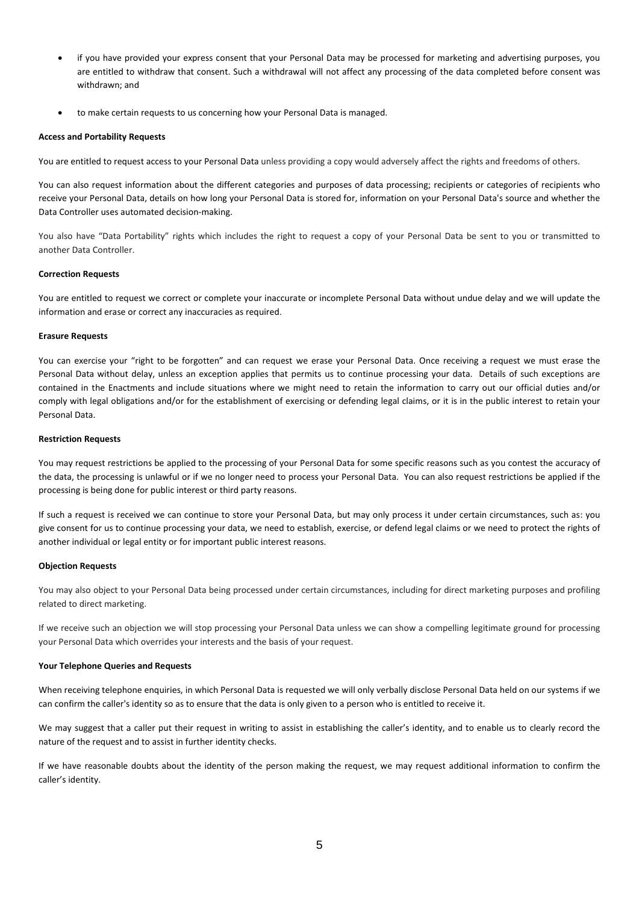- if you have provided your express consent that your Personal Data may be processed for marketing and advertising purposes, you are entitled to withdraw that consent. Such a withdrawal will not affect any processing of the data completed before consent was withdrawn; and
- to make certain requests to us concerning how your Personal Data is managed.

**Access and Portability Requests**

You are entitled to request access to your Personal Data unless providing a copy would adversely affect the rights and freedoms of others.

You can also request information about the different categories and purposes of data processing; recipients or categories of recipients who receive your Personal Data, details on how long your Personal Data is stored for, information on your Personal Data's source and whether the Data Controller uses automated decision-making.

You also have "Data Portability" rights which includes the right to request a copy of your Personal Data be sent to you or transmitted to another Data Controller.

**Correction Requests**

You are entitled to request we correct or complete your inaccurate or incomplete Personal Data without undue delay and we will update the information and erase or correct any inaccuracies as required.

**Erasure Requests**

You can exercise your "right to be forgotten" and can request we erase your Personal Data. Once receiving a request we must erase the Personal Data without delay, unless an exception applies that permits us to continue processing your data. Details of such exceptions are contained in the Enactments and include situations where we might need to retain the information to carry out our official duties and/or comply with legal obligations and/or for the establishment of exercising or defending legal claims, or it is in the public interest to retain your Personal Data.

**Restriction Requests**

You may request restrictions be applied to the processing of your Personal Data for some specific reasons such as you contest the accuracy of the data, the processing is unlawful or if we no longer need to process your Personal Data. You can also request restrictions be applied if the processing is being done for public interest or third party reasons.

If such a request is received we can continue to store your Personal Data, but may only process it under certain circumstances, such as: you give consent for us to continue processing your data, we need to establish, exercise, or defend legal claims or we need to protect the rights of another individual or legal entity or for important public interest reasons.

**Objection Requests**

You may also object to your Personal Data being processed under certain circumstances, including for direct marketing purposes and profiling related to direct marketing.

If we receive such an objection we will stop processing your Personal Data unless we can show a compelling legitimate ground for processing your Personal Data which overrides your interests and the basis of your request.

**Your Telephone Queries and Requests**

When receiving telephone enquiries, in which Personal Data is requested we will only verbally disclose Personal Data held on our systems if we can confirm the caller's identity so as to ensure that the data is only given to a person who is entitled to receive it.

We may suggest that a caller put their request in writing to assist in establishing the caller's identity, and to enable us to clearly record the nature of the request and to assist in further identity checks.

If we have reasonable doubts about the identity of the person making the request, we may request additional information to confirm the caller's identity.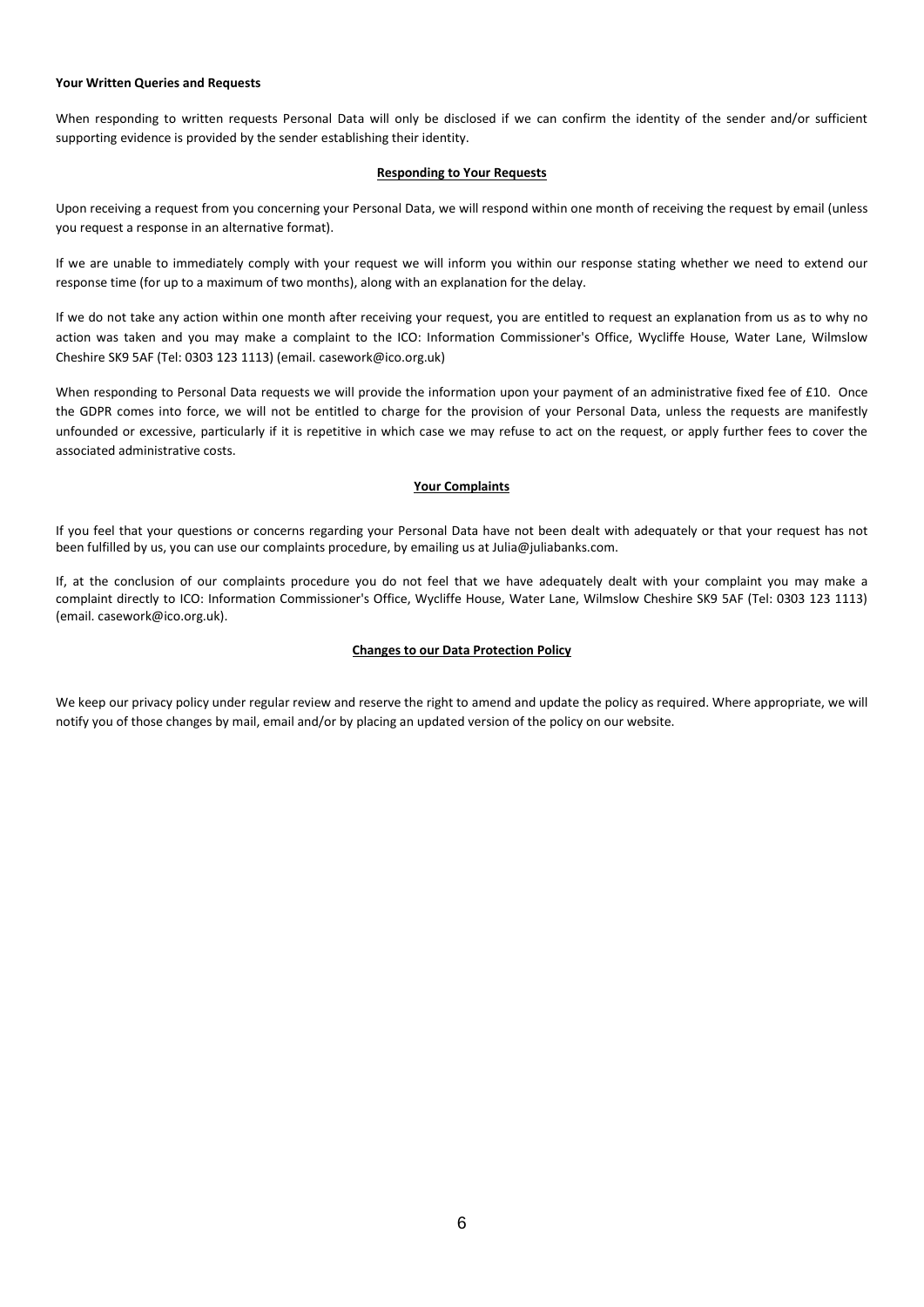**Your Written Queries and Requests**

When responding to written requests Personal Data will only be disclosed if we can confirm the identity of the sender and/or sufficient supporting evidence is provided by the sender establishing their identity.

**Responding to Your Requests**

Upon receiving a request from you concerning your Personal Data, we will respond within one month of receiving the request by email (unless you request a response in an alternative format).

If we are unable to immediately comply with your request we will inform you within our response stating whether we need to extend our response time (for up to a maximum of two months), along with an explanation for the delay.

If we do not take any action within one month after receiving your request, you are entitled to request an explanation from us as to why no action was taken and you may make a complaint to the ICO: Information Commissioner's Office, Wycliffe House, Water Lane, Wilmslow Cheshire SK9 5AF (Tel: 0303 123 1113) (email. casework@ico.org.uk)

When responding to Personal Data requests we will provide the information upon your payment of an administrative fixed fee of £10. Once the GDPR comes into force, we will not be entitled to charge for the provision of your Personal Data, unless the requests are manifestly unfounded or excessive, particularly if it is repetitive in which case we may refuse to act on the request, or apply further fees to cover the associated administrative costs.

**Your Complaints**

If you feel that your questions or concerns regarding your Personal Data have not been dealt with adequately or that your request has not been fulfilled by us, you can use our complaints procedure, by emailing us at Julia@juliabanks.com.

If, at the conclusion of our complaints procedure you do not feel that we have adequately dealt with your complaint you may make a complaint directly to ICO: Information Commissioner's Office, Wycliffe House, Water Lane, Wilmslow Cheshire SK9 5AF (Tel: 0303 123 1113) (email. casework@ico.org.uk).

**Changes to our Data Protection Policy**

We keep our privacy policy under regular review and reserve the right to amend and update the policy as required. Where appropriate, we will notify you of those changes by mail, email and/or by placing an updated version of the policy on our website.